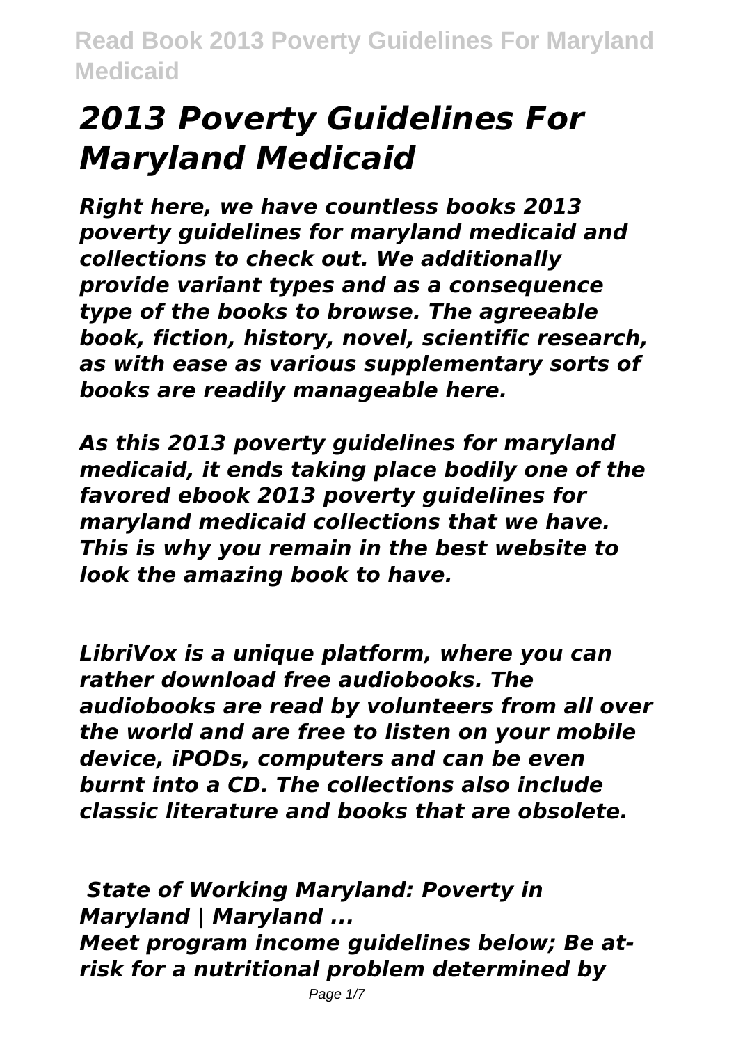# *2013 Poverty Guidelines For Maryland Medicaid*

***Right here, we have countless books 2013 poverty guidelines for maryland medicaid and collections to check out. We additionally provide variant types and as a consequence type of the books to browse. The agreeable book, fiction, history, novel, scientific research, as with ease as various supplementary sorts of books are readily manageable here.***

***As this 2013 poverty guidelines for maryland medicaid, it ends taking place bodily one of the favored ebook 2013 poverty guidelines for maryland medicaid collections that we have. This is why you remain in the best website to look the amazing book to have.***

***LibriVox is a unique platform, where you can rather download free audiobooks. The audiobooks are read by volunteers from all over the world and are free to listen on your mobile device, iPODs, computers and can be even burnt into a CD. The collections also include classic literature and books that are obsolete.***

***State of Working Maryland: Poverty in Maryland | Maryland ...***

***Meet program income guidelines below; Be at-risk for a nutritional problem determined by***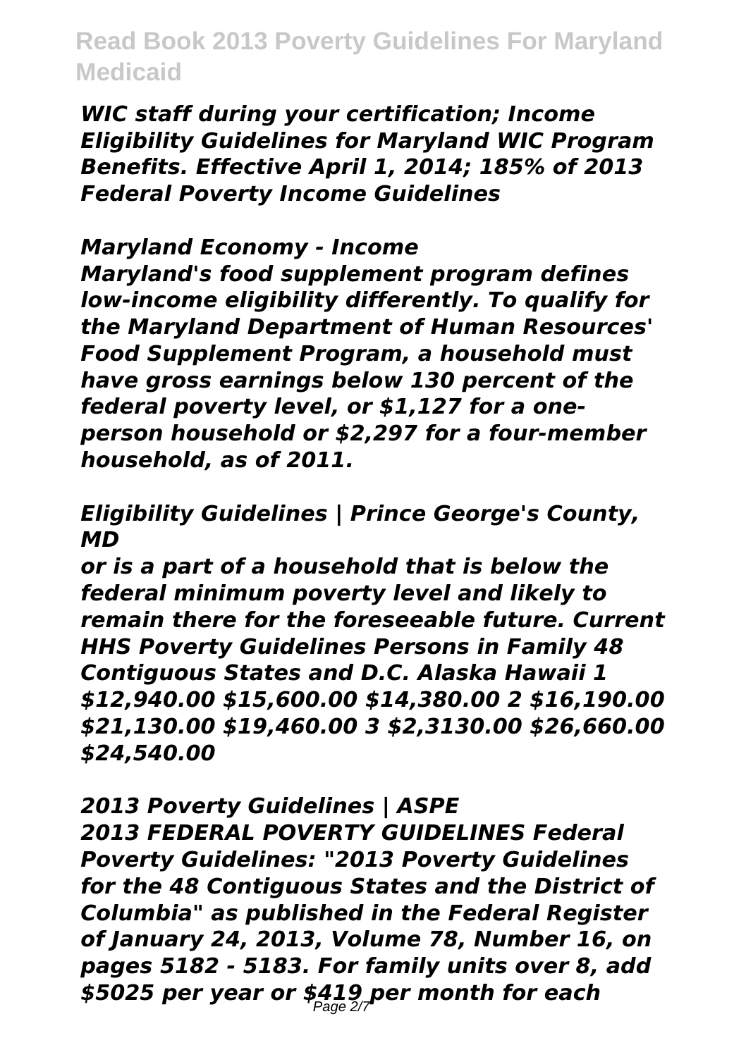*WIC staff during your certification; Income Eligibility Guidelines for Maryland WIC Program Benefits. Effective April 1, 2014; 185% of 2013 Federal Poverty Income Guidelines*

## *Maryland Economy - Income*

*Maryland's food supplement program defines low-income eligibility differently. To qualify for the Maryland Department of Human Resources' Food Supplement Program, a household must have gross earnings below 130 percent of the federal poverty level, or $1,127 for a one-person household or $2,297 for a four-member household, as of 2011.*

## *Eligibility Guidelines | Prince George's County, MD*

*or is a part of a household that is below the federal minimum poverty level and likely to remain there for the foreseeable future. Current HHS Poverty Guidelines Persons in Family 48 Contiguous States and D.C. Alaska Hawaii 1 $12,940.00 $15,600.00 $14,380.00 2 $16,190.00 $21,130.00 $19,460.00 3 $2,3130.00 $26,660.00 $24,540.00*

## *2013 Poverty Guidelines | ASPE*

*2013 FEDERAL POVERTY GUIDELINES Federal Poverty Guidelines: "2013 Poverty Guidelines for the 48 Contiguous States and the District of Columbia" as published in the Federal Register of January 24, 2013, Volume 78, Number 16, on pages 5182 - 5183. For family units over 8, add $5025 per year or $419 per month for each*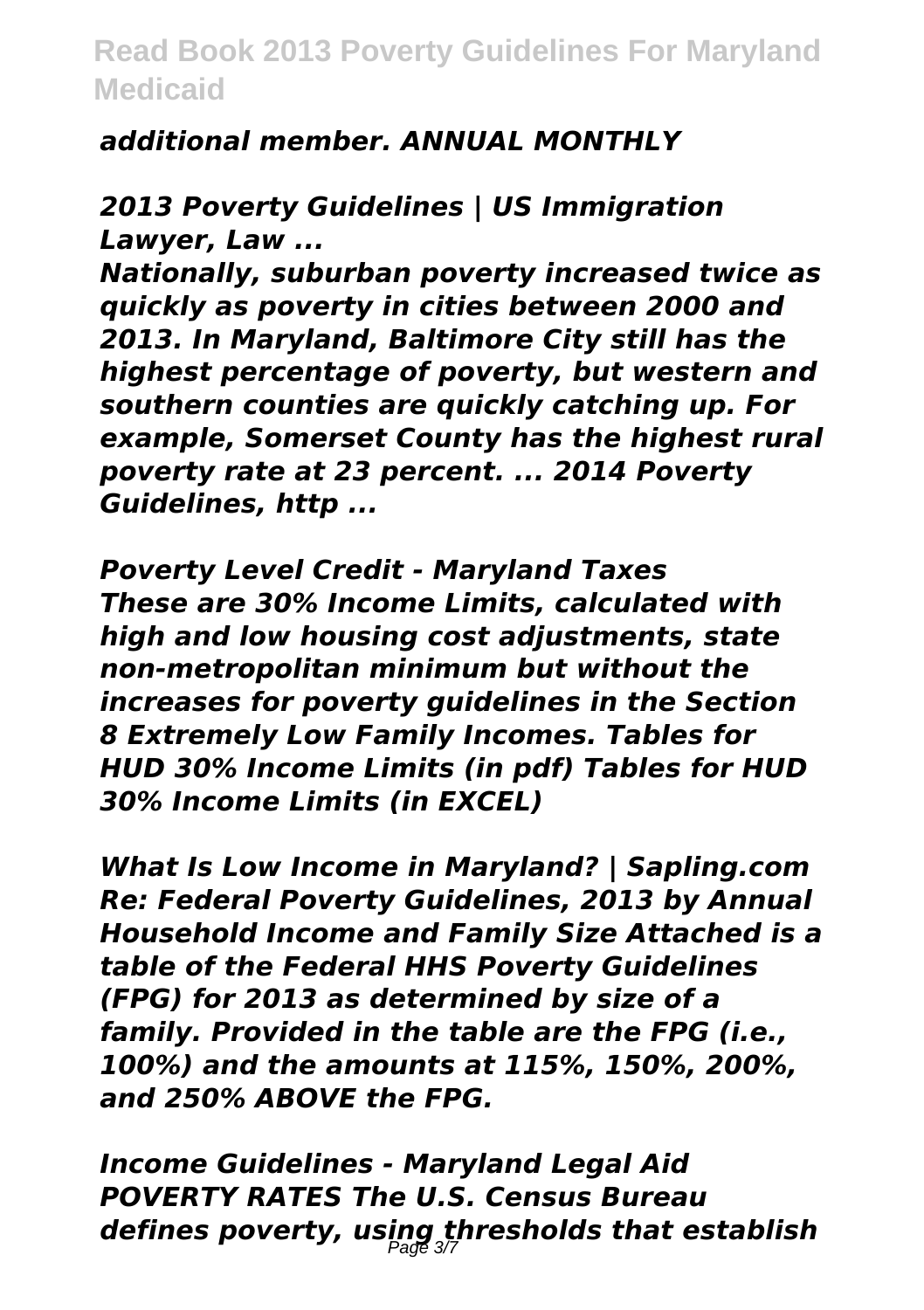*additional member. ANNUAL MONTHLY*

## *2013 Poverty Guidelines | US Immigration Lawyer, Law ...*

***Nationally, suburban poverty increased twice as quickly as poverty in cities between 2000 and 2013. In Maryland, Baltimore City still has the highest percentage of poverty, but western and southern counties are quickly catching up. For example, Somerset County has the highest rural poverty rate at 23 percent. ... 2014 Poverty Guidelines, http ...***

## *Poverty Level Credit - Maryland Taxes*

***These are 30% Income Limits, calculated with high and low housing cost adjustments, state non-metropolitan minimum but without the increases for poverty guidelines in the Section 8 Extremely Low Family Incomes. Tables for HUD 30% Income Limits (in pdf) Tables for HUD 30% Income Limits (in EXCEL)***

## *What Is Low Income in Maryland? | Sapling.com*

***Re: Federal Poverty Guidelines, 2013 by Annual Household Income and Family Size Attached is a table of the Federal HHS Poverty Guidelines (FPG) for 2013 as determined by size of a family. Provided in the table are the FPG (i.e., 100%) and the amounts at 115%, 150%, 200%, and 250% ABOVE the FPG.***

## *Income Guidelines - Maryland Legal Aid*

***POVERTY RATES The U.S. Census Bureau defines poverty, using thresholds that establish***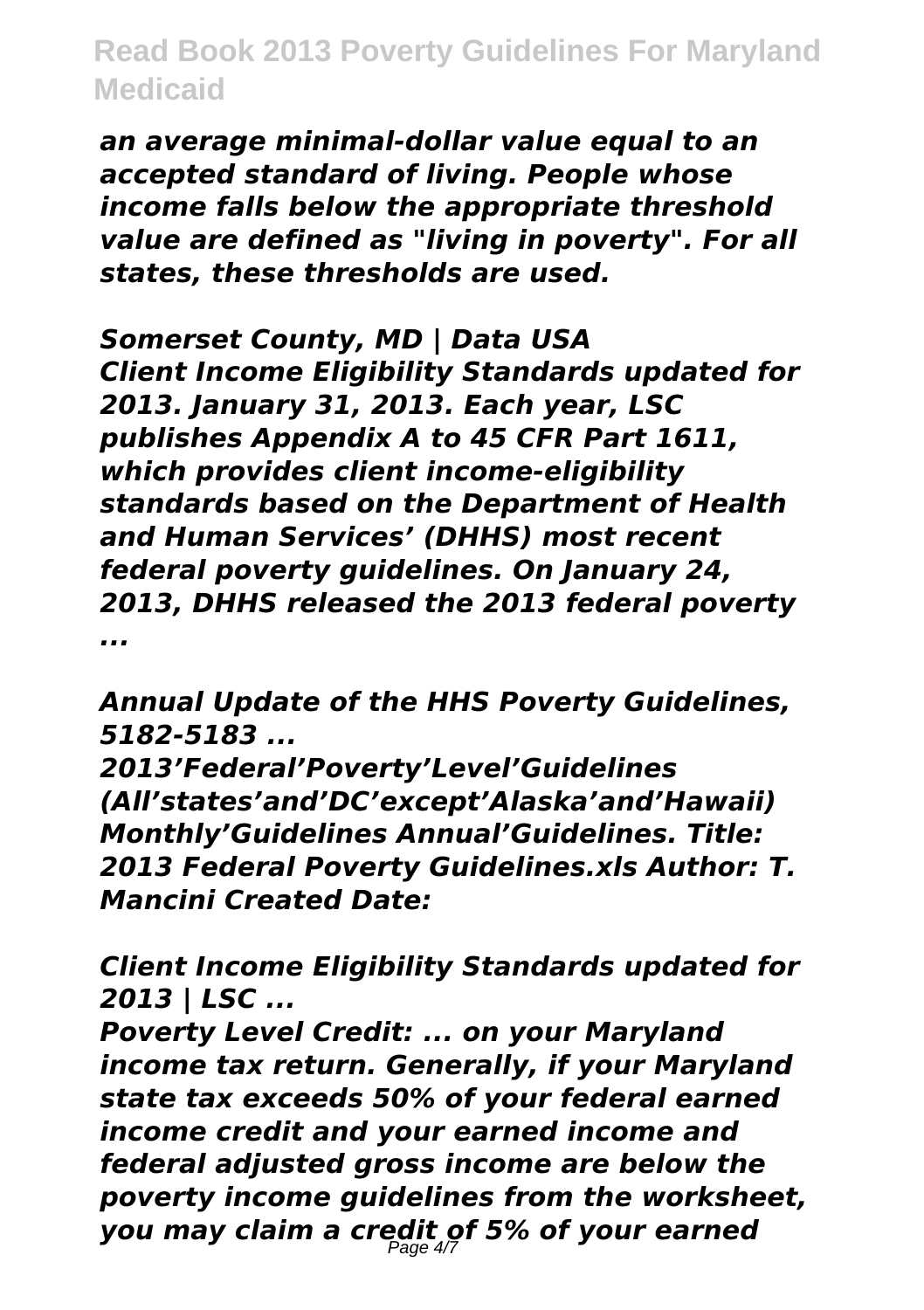*an average minimal-dollar value equal to an accepted standard of living. People whose income falls below the appropriate threshold value are defined as "living in poverty". For all states, these thresholds are used.*

*Somerset County, MD | Data USA*
*Client Income Eligibility Standards updated for 2013. January 31, 2013. Each year, LSC publishes Appendix A to 45 CFR Part 1611, which provides client income-eligibility standards based on the Department of Health and Human Services' (DHHS) most recent federal poverty guidelines. On January 24, 2013, DHHS released the 2013 federal poverty ...*

*Annual Update of the HHS Poverty Guidelines, 5182-5183 ...*
*2013'Federal'Poverty'Level'Guidelines (All'states'and'DC'except'Alaska'and'Hawaii) Monthly'Guidelines Annual'Guidelines. Title: 2013 Federal Poverty Guidelines.xls Author: T. Mancini Created Date:*

*Client Income Eligibility Standards updated for 2013 | LSC ...*
*Poverty Level Credit: ... on your Maryland income tax return. Generally, if your Maryland state tax exceeds 50% of your federal earned income credit and your earned income and federal adjusted gross income are below the poverty income guidelines from the worksheet, you may claim a credit of 5% of your earned*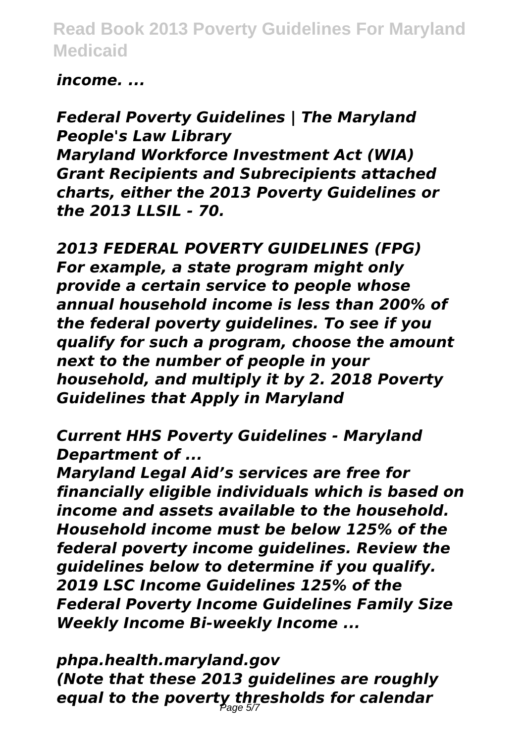*income. ...*

***Federal Poverty Guidelines | The Maryland People's Law Library***

***Maryland Workforce Investment Act (WIA) Grant Recipients and Subrecipients attached charts, either the 2013 Poverty Guidelines or the 2013 LLSIL - 70.***

***2013 FEDERAL POVERTY GUIDELINES (FPG)***

***For example, a state program might only provide a certain service to people whose annual household income is less than 200% of the federal poverty guidelines. To see if you qualify for such a program, choose the amount next to the number of people in your household, and multiply it by 2. 2018 Poverty Guidelines that Apply in Maryland***

***Current HHS Poverty Guidelines - Maryland Department of ...***

***Maryland Legal Aid's services are free for financially eligible individuals which is based on income and assets available to the household. Household income must be below 125% of the federal poverty income guidelines. Review the guidelines below to determine if you qualify. 2019 LSC Income Guidelines 125% of the Federal Poverty Income Guidelines Family Size Weekly Income Bi-weekly Income ...***

***phpa.health.maryland.gov***

***(Note that these 2013 guidelines are roughly equal to the poverty thresholds for calendar***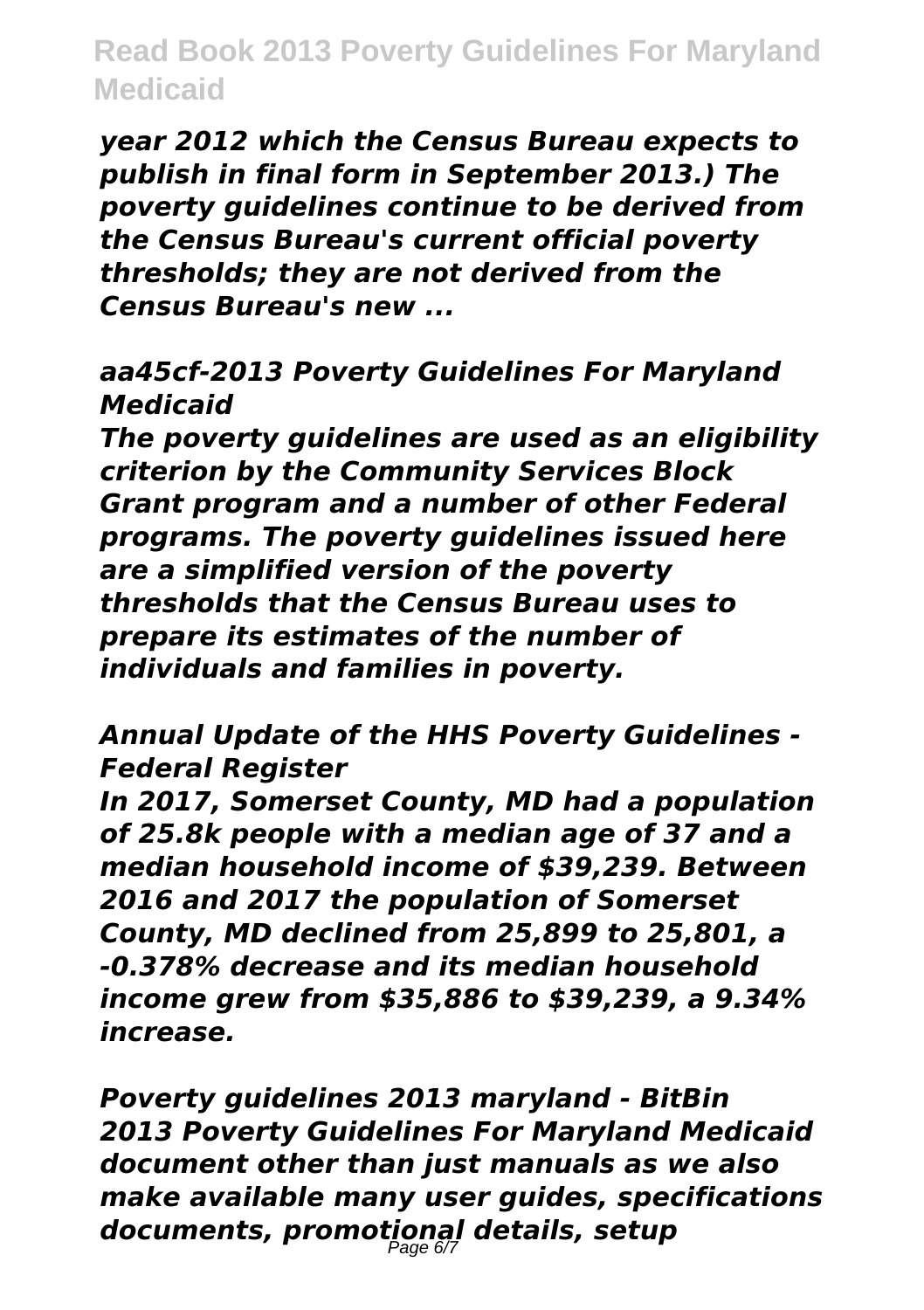*year 2012 which the Census Bureau expects to publish in final form in September 2013.) The poverty guidelines continue to be derived from the Census Bureau's current official poverty thresholds; they are not derived from the Census Bureau's new ...*

## *aa45cf-2013 Poverty Guidelines For Maryland Medicaid*

*The poverty guidelines are used as an eligibility criterion by the Community Services Block Grant program and a number of other Federal programs. The poverty guidelines issued here are a simplified version of the poverty thresholds that the Census Bureau uses to prepare its estimates of the number of individuals and families in poverty.*

## *Annual Update of the HHS Poverty Guidelines - Federal Register*

*In 2017, Somerset County, MD had a population of 25.8k people with a median age of 37 and a median household income of $39,239. Between 2016 and 2017 the population of Somerset County, MD declined from 25,899 to 25,801, a -0.378% decrease and its median household income grew from $35,886 to $39,239, a 9.34% increase.*

## *Poverty guidelines 2013 maryland - BitBin*

*2013 Poverty Guidelines For Maryland Medicaid document other than just manuals as we also make available many user guides, specifications documents, promotional details, setup*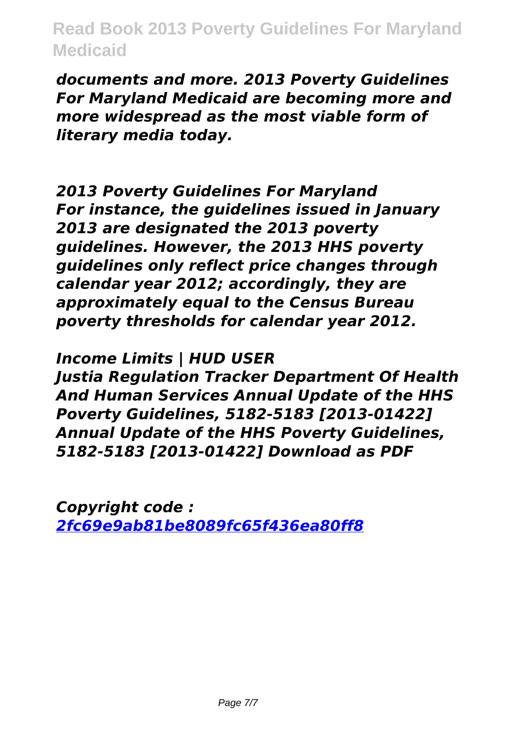*documents and more. 2013 Poverty Guidelines For Maryland Medicaid are becoming more and more widespread as the most viable form of literary media today.*

*2013 Poverty Guidelines For Maryland*
*For instance, the guidelines issued in January 2013 are designated the 2013 poverty guidelines. However, the 2013 HHS poverty guidelines only reflect price changes through calendar year 2012; accordingly, they are approximately equal to the Census Bureau poverty thresholds for calendar year 2012.*

*Income Limits | HUD USER*
*Justia Regulation Tracker Department Of Health And Human Services Annual Update of the HHS Poverty Guidelines, 5182-5183 [2013-01422] Annual Update of the HHS Poverty Guidelines, 5182-5183 [2013-01422] Download as PDF*

*Copyright code : 2fc69e9ab81be8089fc65f436ea80ff8*